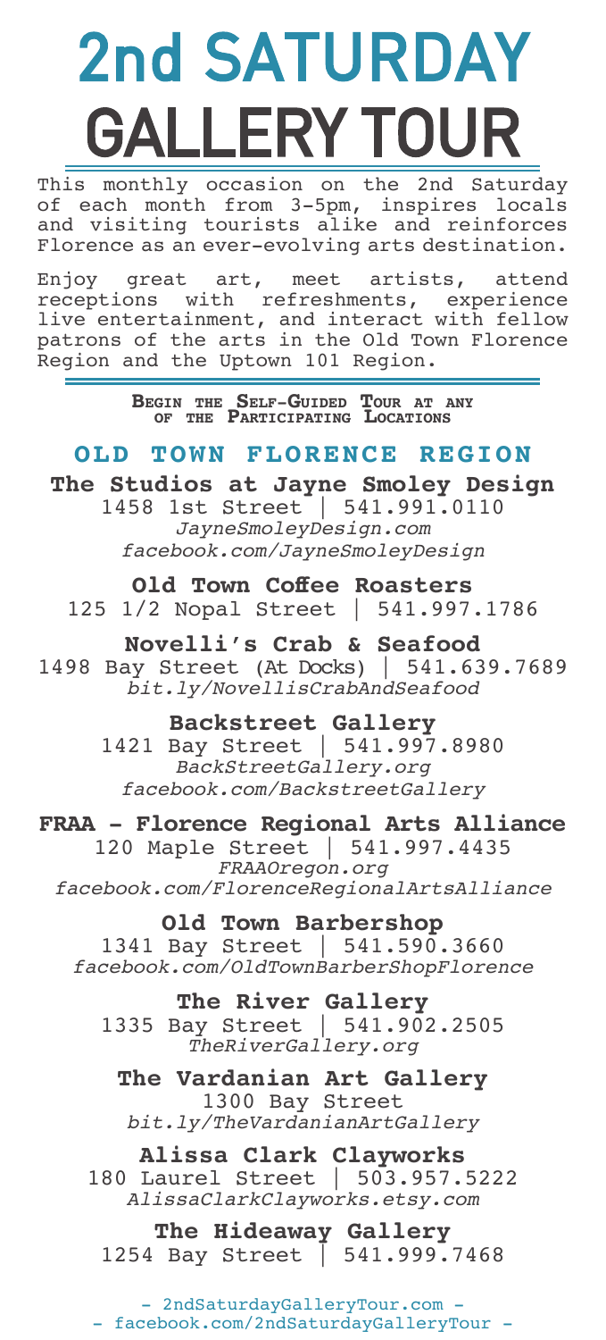# 2nd SATURDAY GALLERY TOUR

This monthly occasion on the 2nd Saturday of each month from 3-5pm, inspires locals and visiting tourists alike and reinforces Florence as an ever-evolving arts destination.

Enjoy great art, meet artists, attend receptions with refreshments, experience live entertainment, and interact with fellow patrons of the arts in the Old Town Florence Region and the Uptown 101 Region.

**Begin the Self-Guided Tour at any of the Participating Locations**

## OLD TOWN FLORENCE REGION

**The Studios at Jayne Smoley Design**
1458 1st Street | 541.991.0110
*JayneSmoleyDesign.com*
*facebook.com/JayneSmoleyDesign*

**Old Town Coffee Roasters**
125 1/2 Nopal Street | 541.997.1786

**Novelli's Crab & Seafood**
1498 Bay Street (At Docks) | 541.639.7689
*bit.ly/NovellisCrabAndSeafood*

**Backstreet Gallery**
1421 Bay Street | 541.997.8980
*BackStreetGallery.org*
*facebook.com/BackstreetGallery*

**FRAA - Florence Regional Arts Alliance**
120 Maple Street | 541.997.4435
*FRAAOregon.org*
*facebook.com/FlorenceRegionalArtsAlliance*

**Old Town Barbershop**
1341 Bay Street | 541.590.3660
*facebook.com/OldTownBarberShopFlorence*

**The River Gallery**
1335 Bay Street | 541.902.2505
*TheRiverGallery.org*

**The Vardanian Art Gallery**
1300 Bay Street
*bit.ly/TheVardanianArtGallery*

**Alissa Clark Clayworks**
180 Laurel Street | 503.957.5222
*AlissaClarkClayworks.etsy.com*

**The Hideaway Gallery**
1254 Bay Street | 541.999.7468

- 2ndSaturdayGalleryTour.com -
- facebook.com/2ndSaturdayGalleryTour -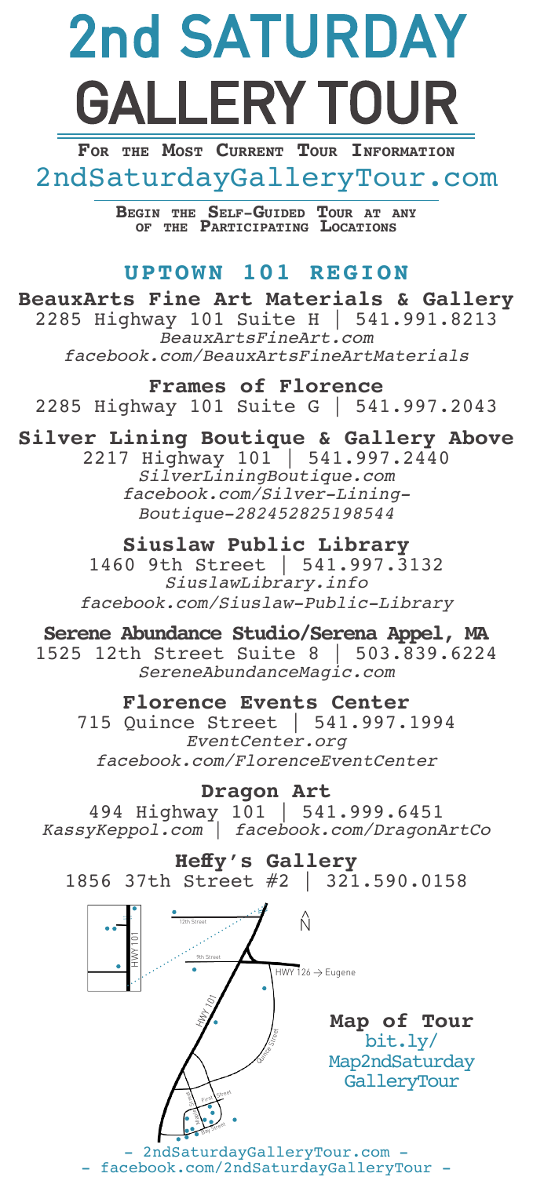# 2nd SATURDAY GALLERY TOUR

**For the Most Current Tour Information**

2ndSaturdayGalleryTour.com

**Begin the Self-Guided Tour at any of the Participating Locations**

## UPTOWN 101 REGION

**BeauxArts Fine Art Materials & Gallery**
2285 Highway 101 Suite H | 541.991.8213
*BeauxArtsFineArt.com*
*facebook.com/BeauxArtsFineArtMaterials*

**Frames of Florence**
2285 Highway 101 Suite G | 541.997.2043

**Silver Lining Boutique & Gallery Above**
2217 Highway 101 | 541.997.2440
*SilverLiningBoutique.com*
*facebook.com/Silver-Lining-Boutique-282452825198544*

**Siuslaw Public Library**
1460 9th Street | 541.997.3132
*SiuslawLibrary.info*
*facebook.com/Siuslaw-Public-Library*

**Serene Abundance Studio/Serena Appel, MA**
1525 12th Street Suite 8 | 503.839.6224
*SereneAbundanceMagic.com*

**Florence Events Center**
715 Quince Street | 541.997.1994
*EventCenter.org*
*facebook.com/FlorenceEventCenter*

**Dragon Art**
494 Highway 101 | 541.999.6451
*KassyKeppol.com* | *facebook.com/DragonArtCo*

**Heffy's Gallery**
1856 37th Street #2 | 321.590.0158

12th Street
9th Street
HWY 101
HWY 126 → Eugene
Quince Street
First Street
Bay Street
N

**Map of Tour**
bit.ly/Map2ndSaturdayGalleryTour

- 2ndSaturdayGalleryTour.com -
- facebook.com/2ndSaturdayGalleryTour -